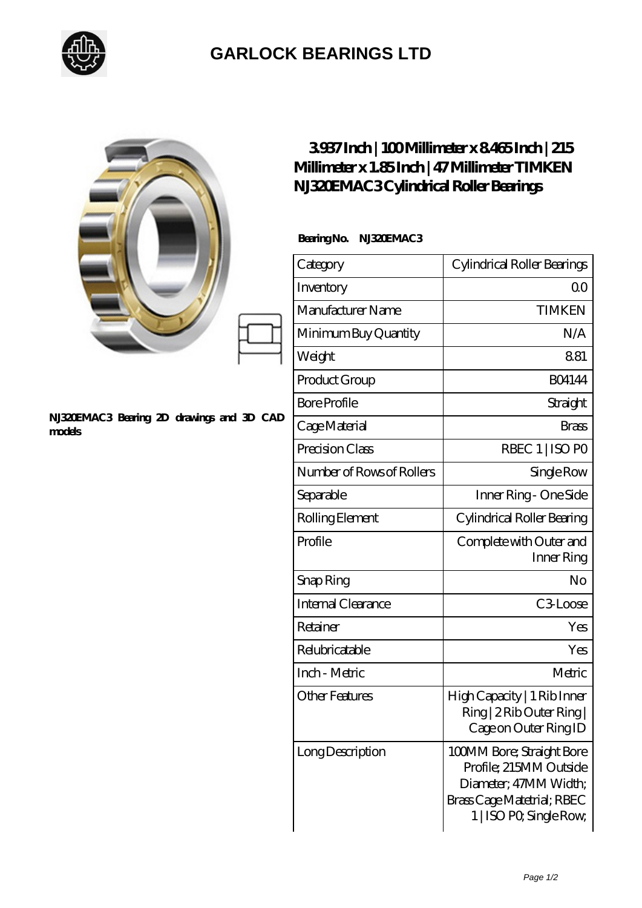# GARLOCK BEARINGS LTD

NJ320EMAC3 Bearing 2D drawings and 3D CAD models

## 3.937 Inch | 100 Millimeter x 8.465 Inch | 215 Millimeter x 1.85 Inch | 47 Millimeter TIMKEN NJ320EMAC3 Cylindrical Roller Bearings

**Bearing No. NJ320EMAC3**

| Category | Cylindrical Roller Bearings |
|---|---|
| Inventory | 0.0 |
| Manufacturer Name | TIMKEN |
| Minimum Buy Quantity | N/A |
| Weight | 8.81 |
| Product Group | B04144 |
| Bore Profile | Straight |
| Cage Material | Brass |
| Precision Class | RBEC 1 \| ISO P0 |
| Number of Rows of Rollers | Single Row |
| Separable | Inner Ring - One Side |
| Rolling Element | Cylindrical Roller Bearing |
| Profile | Complete with Outer and Inner Ring |
| Snap Ring | No |
| Internal Clearance | C3-Loose |
| Retainer | Yes |
| Relubricatable | Yes |
| Inch - Metric | Metric |
| Other Features | High Capacity \| 1 Rib Inner Ring \| 2 Rib Outer Ring \| Cage on Outer Ring ID |
| Long Description | 100MM Bore; Straight Bore Profile; 215MM Outside Diameter; 47MM Width; Brass Cage Matetrial; RBEC 1 \| ISO P0; Single Row; |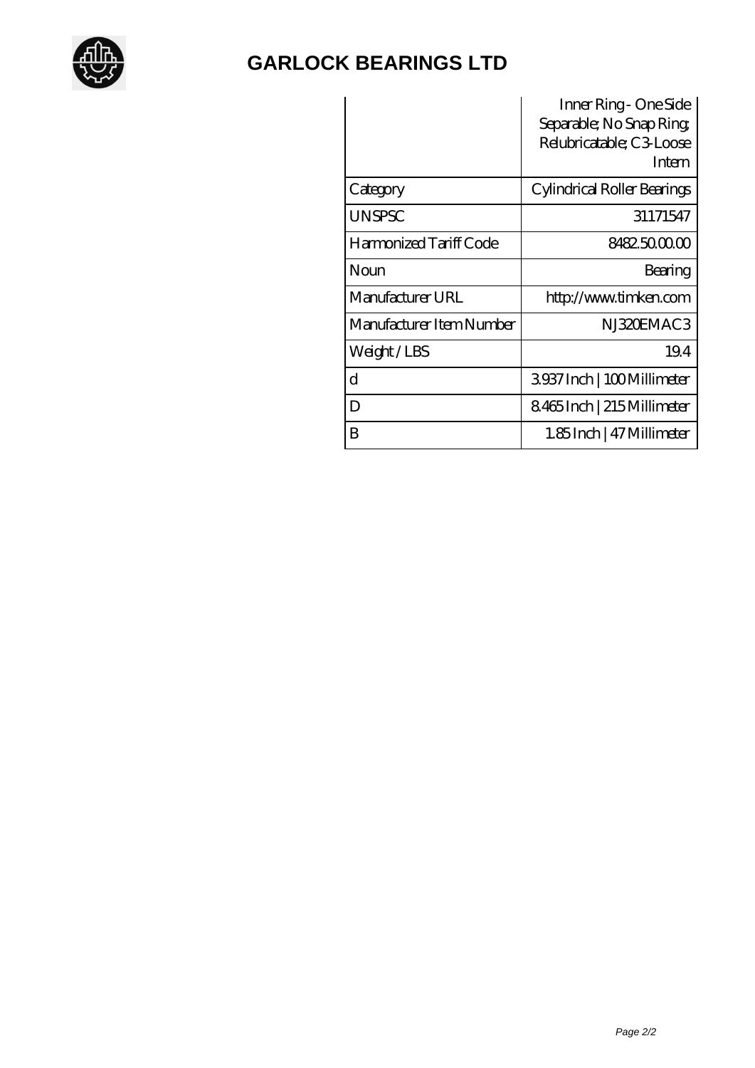# GARLOCK BEARINGS LTD

| | |
|---|---|
| | Inner Ring - One Side Separable; No Snap Ring; Relubricatable; C3-Loose Intern |
| Category | Cylindrical Roller Bearings |
| UNSPSC | 31171547 |
| Harmonized Tariff Code | 8482.50.00.00 |
| Noun | Bearing |
| Manufacturer URL | http://www.timken.com |
| Manufacturer Item Number | NJ320EMAC3 |
| Weight / LBS | 19.4 |
| d | 3.937 Inch \| 100 Millimeter |
| D | 8.465 Inch \| 215 Millimeter |
| B | 1.85 Inch \| 47 Millimeter |